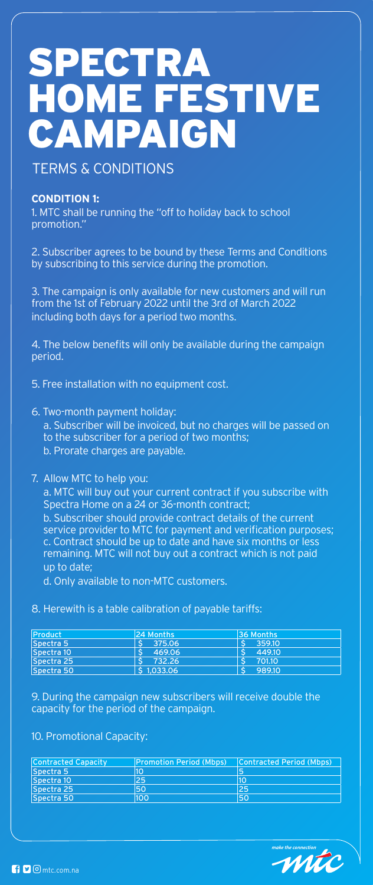# SPECTRA HOME FESTIVE CAMPAIGN

## TERMS & CONDITIONS

**CONDITION 1:**

1. MTC shall be running the "off to holiday back to school promotion."

2. Subscriber agrees to be bound by these Terms and Conditions by subscribing to this service during the promotion.

3. The campaign is only available for new customers and will run from the 1st of February 2022 until the 3rd of March 2022 including both days for a period two months.

4. The below benefits will only be available during the campaign period.

5. Free installation with no equipment cost.

6. Two-month payment holiday:
   a. Subscriber will be invoiced, but no charges will be passed on to the subscriber for a period of two months;
   b. Prorate charges are payable.

7. Allow MTC to help you:
   a. MTC will buy out your current contract if you subscribe with Spectra Home on a 24 or 36-month contract;
   b. Subscriber should provide contract details of the current service provider to MTC for payment and verification purposes;
   c. Contract should be up to date and have six months or less remaining. MTC will not buy out a contract which is not paid up to date;
   d. Only available to non-MTC customers.

8. Herewith is a table calibration of payable tariffs:

| Product | 24 Months | 36 Months |
|---|---|---|
| Spectra 5 | $ 375.06 | $ 359.10 |
| Spectra 10 | $ 469.06 | $ 449.10 |
| Spectra 25 | $ 732.26 | $ 701.10 |
| Spectra 50 | $ 1,033.06 | $ 989.10 |

9. During the campaign new subscribers will receive double the capacity for the period of the campaign.

10. Promotional Capacity:

| Contracted Capacity | Promotion Period (Mbps) | Contracted Period (Mbps) |
|---|---|---|
| Spectra 5 | 10 | 5 |
| Spectra 10 | 25 | 10 |
| Spectra 25 | 50 | 25 |
| Spectra 50 | 100 | 50 |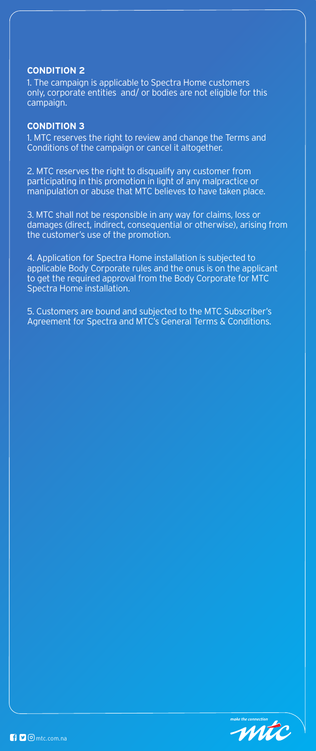**CONDITION 2**

1. The campaign is applicable to Spectra Home customers only, corporate entities and/ or bodies are not eligible for this campaign.

**CONDITION 3**

1. MTC reserves the right to review and change the Terms and Conditions of the campaign or cancel it altogether.

2. MTC reserves the right to disqualify any customer from participating in this promotion in light of any malpractice or manipulation or abuse that MTC believes to have taken place.

3. MTC shall not be responsible in any way for claims, loss or damages (direct, indirect, consequential or otherwise), arising from the customer's use of the promotion.

4. Application for Spectra Home installation is subjected to applicable Body Corporate rules and the onus is on the applicant to get the required approval from the Body Corporate for MTC Spectra Home installation.

5. Customers are bound and subjected to the MTC Subscriber's Agreement for Spectra and MTC's General Terms & Conditions.

mtc.com.na